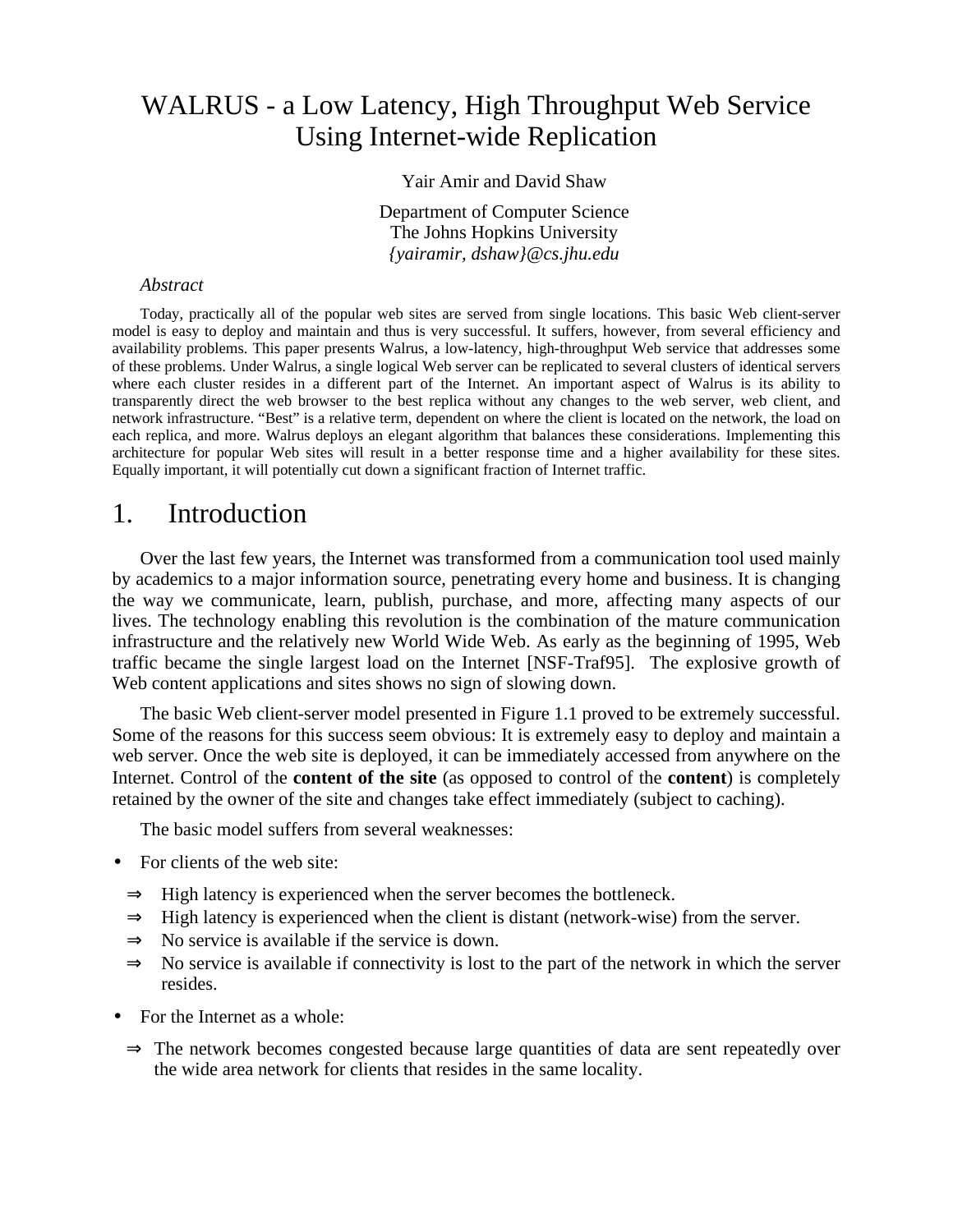# WALRUS - a Low Latency, High Throughput Web Service Using Internet-wide Replication

Yair Amir and David Shaw

Department of Computer Science
The Johns Hopkins University
*{yairamir, dshaw}@cs.jhu.edu*

*Abstract*

Today, practically all of the popular web sites are served from single locations. This basic Web client-server model is easy to deploy and maintain and thus is very successful. It suffers, however, from several efficiency and availability problems. This paper presents Walrus, a low-latency, high-throughput Web service that addresses some of these problems. Under Walrus, a single logical Web server can be replicated to several clusters of identical servers where each cluster resides in a different part of the Internet. An important aspect of Walrus is its ability to transparently direct the web browser to the best replica without any changes to the web server, web client, and network infrastructure. "Best" is a relative term, dependent on where the client is located on the network, the load on each replica, and more. Walrus deploys an elegant algorithm that balances these considerations. Implementing this architecture for popular Web sites will result in a better response time and a higher availability for these sites. Equally important, it will potentially cut down a significant fraction of Internet traffic.

## 1. Introduction

Over the last few years, the Internet was transformed from a communication tool used mainly by academics to a major information source, penetrating every home and business. It is changing the way we communicate, learn, publish, purchase, and more, affecting many aspects of our lives. The technology enabling this revolution is the combination of the mature communication infrastructure and the relatively new World Wide Web. As early as the beginning of 1995, Web traffic became the single largest load on the Internet [NSF-Traf95]. The explosive growth of Web content applications and sites shows no sign of slowing down.

The basic Web client-server model presented in Figure 1.1 proved to be extremely successful. Some of the reasons for this success seem obvious: It is extremely easy to deploy and maintain a web server. Once the web site is deployed, it can be immediately accessed from anywhere on the Internet. Control of the **content of the site** (as opposed to control of the **content**) is completely retained by the owner of the site and changes take effect immediately (subject to caching).

The basic model suffers from several weaknesses:

- For clients of the web site:
  - ⇒ High latency is experienced when the server becomes the bottleneck.
  - ⇒ High latency is experienced when the client is distant (network-wise) from the server.
  - ⇒ No service is available if the service is down.
  - ⇒ No service is available if connectivity is lost to the part of the network in which the server resides.
- For the Internet as a whole:
  - ⇒ The network becomes congested because large quantities of data are sent repeatedly over the wide area network for clients that resides in the same locality.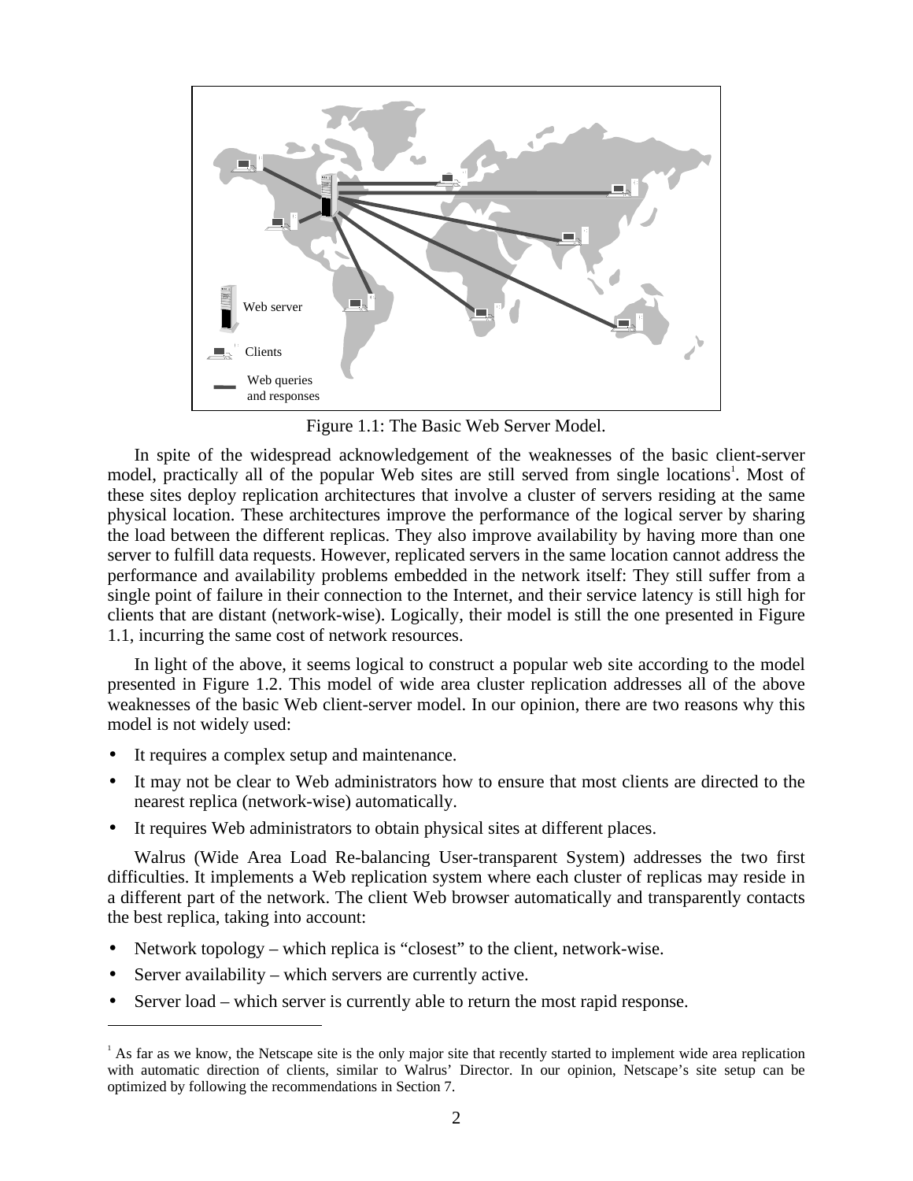Figure 1.1: The Basic Web Server Model.

In spite of the widespread acknowledgement of the weaknesses of the basic client-server model, practically all of the popular Web sites are still served from single locations[1]. Most of these sites deploy replication architectures that involve a cluster of servers residing at the same physical location. These architectures improve the performance of the logical server by sharing the load between the different replicas. They also improve availability by having more than one server to fulfill data requests. However, replicated servers in the same location cannot address the performance and availability problems embedded in the network itself: They still suffer from a single point of failure in their connection to the Internet, and their service latency is still high for clients that are distant (network-wise). Logically, their model is still the one presented in Figure 1.1, incurring the same cost of network resources.

In light of the above, it seems logical to construct a popular web site according to the model presented in Figure 1.2. This model of wide area cluster replication addresses all of the above weaknesses of the basic Web client-server model. In our opinion, there are two reasons why this model is not widely used:

- It requires a complex setup and maintenance.
- It may not be clear to Web administrators how to ensure that most clients are directed to the nearest replica (network-wise) automatically.
- It requires Web administrators to obtain physical sites at different places.

Walrus (Wide Area Load Re-balancing User-transparent System) addresses the two first difficulties. It implements a Web replication system where each cluster of replicas may reside in a different part of the network. The client Web browser automatically and transparently contacts the best replica, taking into account:

- Network topology – which replica is “closest” to the client, network-wise.
- Server availability – which servers are currently active.
- Server load – which server is currently able to return the most rapid response.

[1] As far as we know, the Netscape site is the only major site that recently started to implement wide area replication with automatic direction of clients, similar to Walrus’ Director. In our opinion, Netscape’s site setup can be optimized by following the recommendations in Section 7.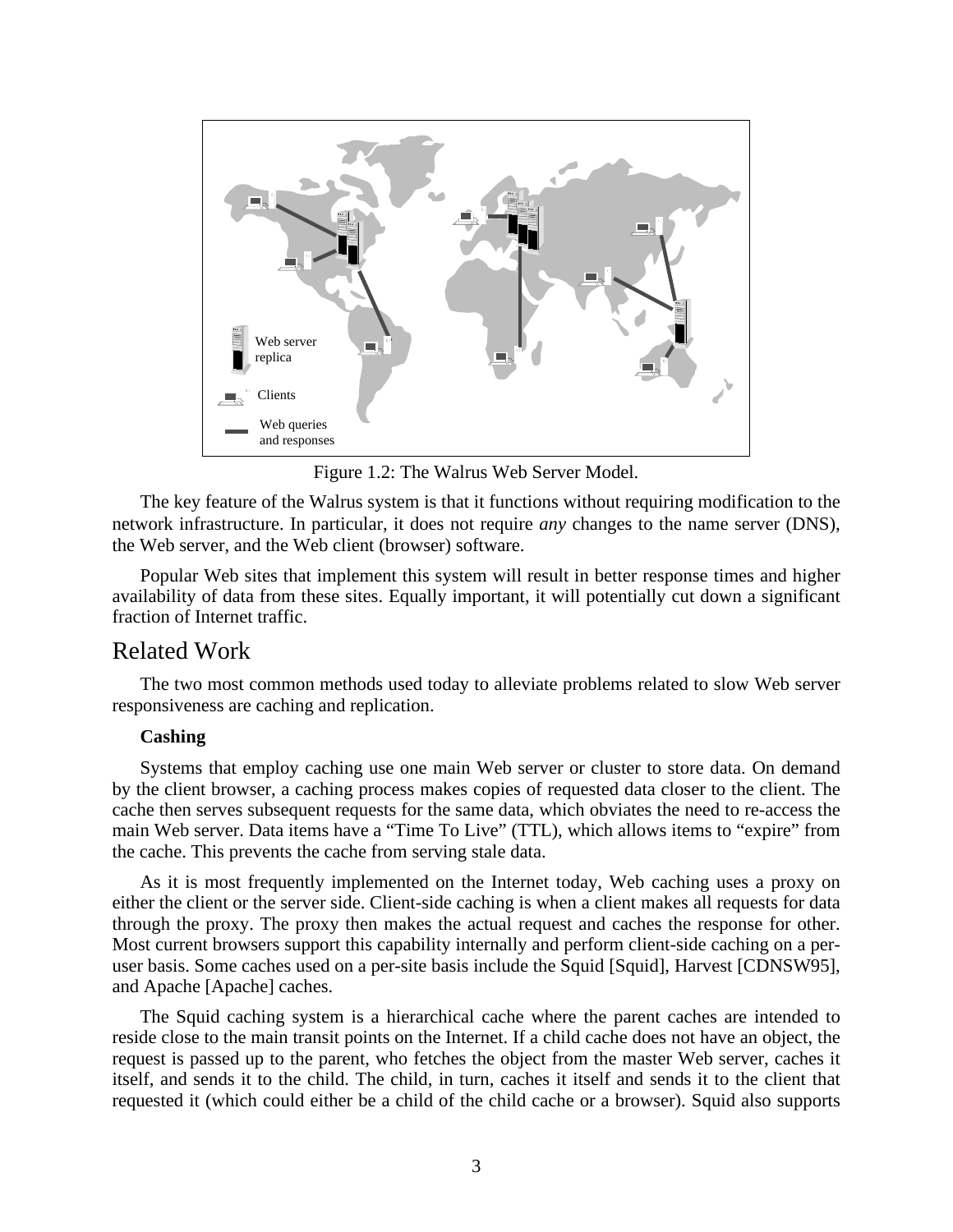Web server replica

Clients

Web queries and responses

Figure 1.2: The Walrus Web Server Model.

The key feature of the Walrus system is that it functions without requiring modification to the network infrastructure. In particular, it does not require *any* changes to the name server (DNS), the Web server, and the Web client (browser) software.

Popular Web sites that implement this system will result in better response times and higher availability of data from these sites. Equally important, it will potentially cut down a significant fraction of Internet traffic.

## Related Work

The two most common methods used today to alleviate problems related to slow Web server responsiveness are caching and replication.

### Cashing

Systems that employ caching use one main Web server or cluster to store data. On demand by the client browser, a caching process makes copies of requested data closer to the client. The cache then serves subsequent requests for the same data, which obviates the need to re-access the main Web server. Data items have a "Time To Live" (TTL), which allows items to "expire" from the cache. This prevents the cache from serving stale data.

As it is most frequently implemented on the Internet today, Web caching uses a proxy on either the client or the server side. Client-side caching is when a client makes all requests for data through the proxy. The proxy then makes the actual request and caches the response for other. Most current browsers support this capability internally and perform client-side caching on a per-user basis. Some caches used on a per-site basis include the Squid [Squid], Harvest [CDNSW95], and Apache [Apache] caches.

The Squid caching system is a hierarchical cache where the parent caches are intended to reside close to the main transit points on the Internet. If a child cache does not have an object, the request is passed up to the parent, who fetches the object from the master Web server, caches it itself, and sends it to the child. The child, in turn, caches it itself and sends it to the client that requested it (which could either be a child of the child cache or a browser). Squid also supports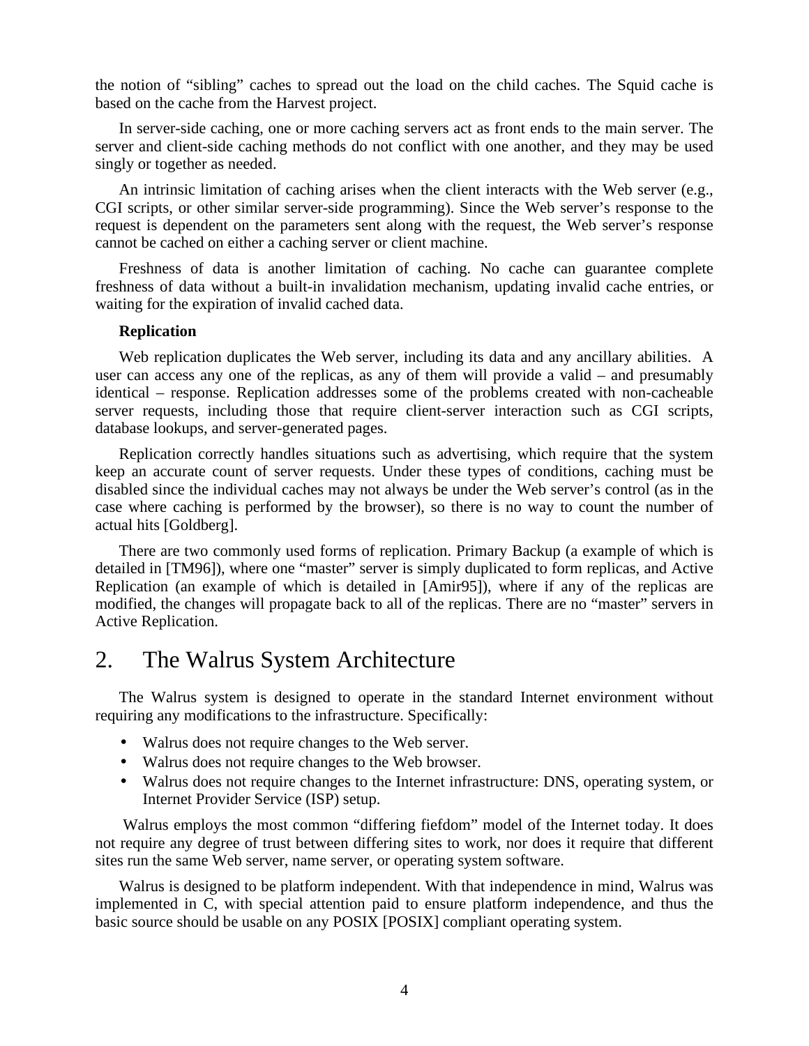the notion of “sibling” caches to spread out the load on the child caches. The Squid cache is based on the cache from the Harvest project.

In server-side caching, one or more caching servers act as front ends to the main server. The server and client-side caching methods do not conflict with one another, and they may be used singly or together as needed.

An intrinsic limitation of caching arises when the client interacts with the Web server (e.g., CGI scripts, or other similar server-side programming). Since the Web server’s response to the request is dependent on the parameters sent along with the request, the Web server’s response cannot be cached on either a caching server or client machine.

Freshness of data is another limitation of caching. No cache can guarantee complete freshness of data without a built-in invalidation mechanism, updating invalid cache entries, or waiting for the expiration of invalid cached data.

**Replication**

Web replication duplicates the Web server, including its data and any ancillary abilities. A user can access any one of the replicas, as any of them will provide a valid – and presumably identical – response. Replication addresses some of the problems created with non-cacheable server requests, including those that require client-server interaction such as CGI scripts, database lookups, and server-generated pages.

Replication correctly handles situations such as advertising, which require that the system keep an accurate count of server requests. Under these types of conditions, caching must be disabled since the individual caches may not always be under the Web server’s control (as in the case where caching is performed by the browser), so there is no way to count the number of actual hits [Goldberg].

There are two commonly used forms of replication. Primary Backup (a example of which is detailed in [TM96]), where one “master” server is simply duplicated to form replicas, and Active Replication (an example of which is detailed in [Amir95]), where if any of the replicas are modified, the changes will propagate back to all of the replicas. There are no “master” servers in Active Replication.

# 2. The Walrus System Architecture

The Walrus system is designed to operate in the standard Internet environment without requiring any modifications to the infrastructure. Specifically:

- Walrus does not require changes to the Web server.
- Walrus does not require changes to the Web browser.
- Walrus does not require changes to the Internet infrastructure: DNS, operating system, or Internet Provider Service (ISP) setup.

Walrus employs the most common “differing fiefdom” model of the Internet today. It does not require any degree of trust between differing sites to work, nor does it require that different sites run the same Web server, name server, or operating system software.

Walrus is designed to be platform independent. With that independence in mind, Walrus was implemented in C, with special attention paid to ensure platform independence, and thus the basic source should be usable on any POSIX [POSIX] compliant operating system.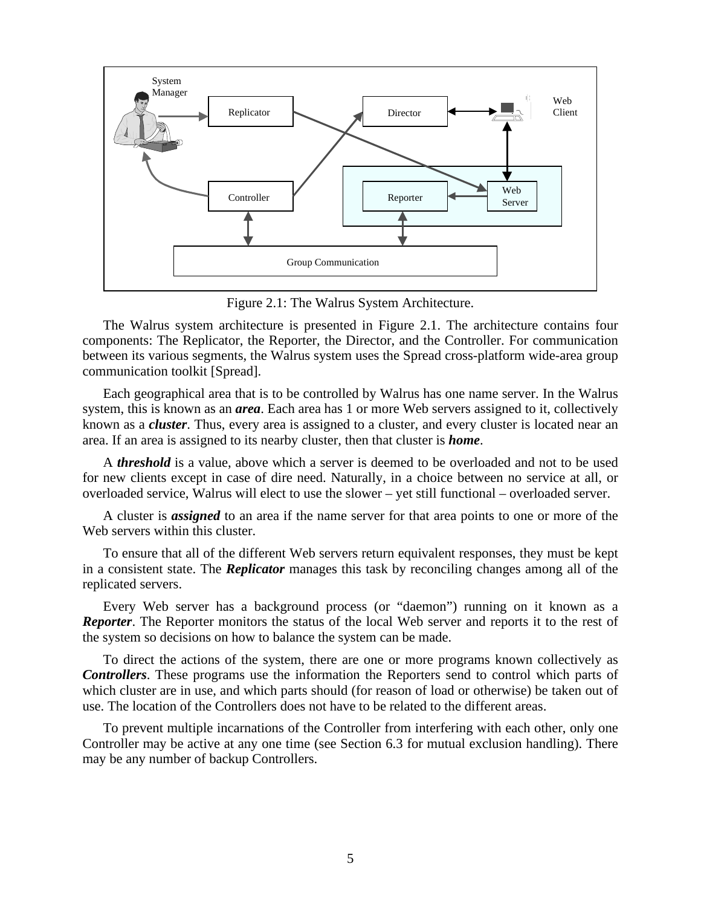Figure 2.1: The Walrus System Architecture.

The Walrus system architecture is presented in Figure 2.1. The architecture contains four components: The Replicator, the Reporter, the Director, and the Controller. For communication between its various segments, the Walrus system uses the Spread cross-platform wide-area group communication toolkit [Spread].

Each geographical area that is to be controlled by Walrus has one name server. In the Walrus system, this is known as an ***area***. Each area has 1 or more Web servers assigned to it, collectively known as a ***cluster***. Thus, every area is assigned to a cluster, and every cluster is located near an area. If an area is assigned to its nearby cluster, then that cluster is ***home***.

A ***threshold*** is a value, above which a server is deemed to be overloaded and not to be used for new clients except in case of dire need. Naturally, in a choice between no service at all, or overloaded service, Walrus will elect to use the slower – yet still functional – overloaded server.

A cluster is ***assigned*** to an area if the name server for that area points to one or more of the Web servers within this cluster.

To ensure that all of the different Web servers return equivalent responses, they must be kept in a consistent state. The ***Replicator*** manages this task by reconciling changes among all of the replicated servers.

Every Web server has a background process (or "daemon") running on it known as a ***Reporter***. The Reporter monitors the status of the local Web server and reports it to the rest of the system so decisions on how to balance the system can be made.

To direct the actions of the system, there are one or more programs known collectively as ***Controllers***. These programs use the information the Reporters send to control which parts of which cluster are in use, and which parts should (for reason of load or otherwise) be taken out of use. The location of the Controllers does not have to be related to the different areas.

To prevent multiple incarnations of the Controller from interfering with each other, only one Controller may be active at any one time (see Section 6.3 for mutual exclusion handling). There may be any number of backup Controllers.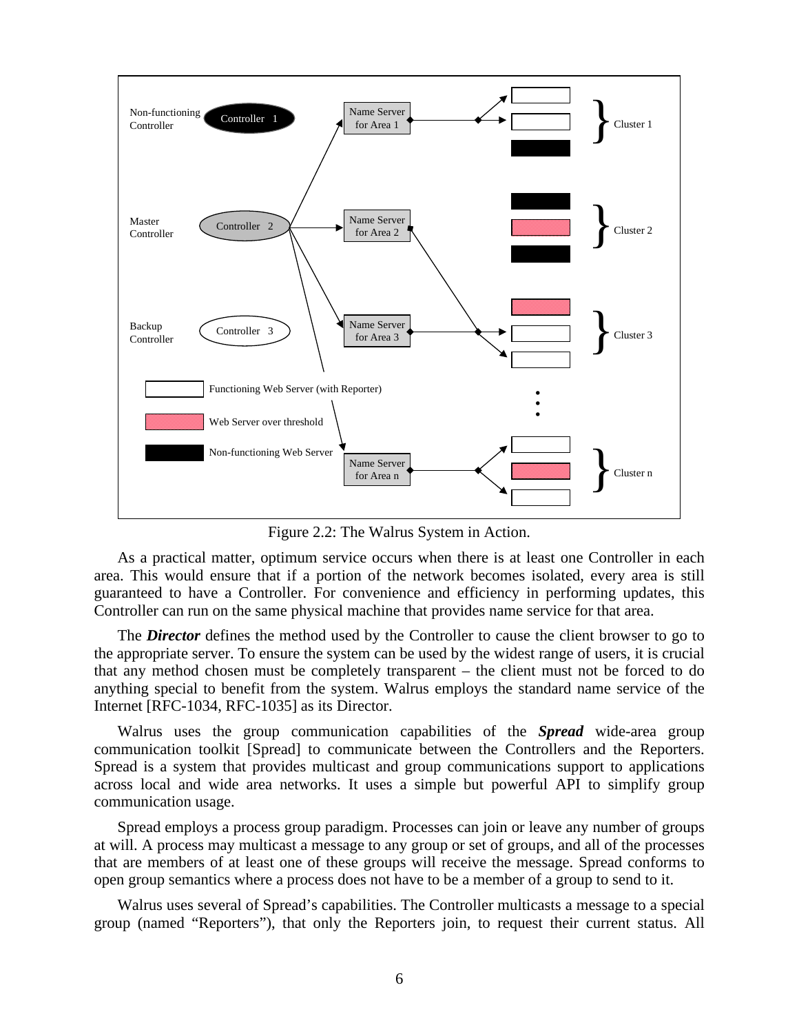Figure 2.2: The Walrus System in Action.

As a practical matter, optimum service occurs when there is at least one Controller in each area. This would ensure that if a portion of the network becomes isolated, every area is still guaranteed to have a Controller. For convenience and efficiency in performing updates, this Controller can run on the same physical machine that provides name service for that area.

The ***Director*** defines the method used by the Controller to cause the client browser to go to the appropriate server. To ensure the system can be used by the widest range of users, it is crucial that any method chosen must be completely transparent – the client must not be forced to do anything special to benefit from the system. Walrus employs the standard name service of the Internet [RFC-1034, RFC-1035] as its Director.

Walrus uses the group communication capabilities of the ***Spread*** wide-area group communication toolkit [Spread] to communicate between the Controllers and the Reporters. Spread is a system that provides multicast and group communications support to applications across local and wide area networks. It uses a simple but powerful API to simplify group communication usage.

Spread employs a process group paradigm. Processes can join or leave any number of groups at will. A process may multicast a message to any group or set of groups, and all of the processes that are members of at least one of these groups will receive the message. Spread conforms to open group semantics where a process does not have to be a member of a group to send to it.

Walrus uses several of Spread's capabilities. The Controller multicasts a message to a special group (named "Reporters"), that only the Reporters join, to request their current status. All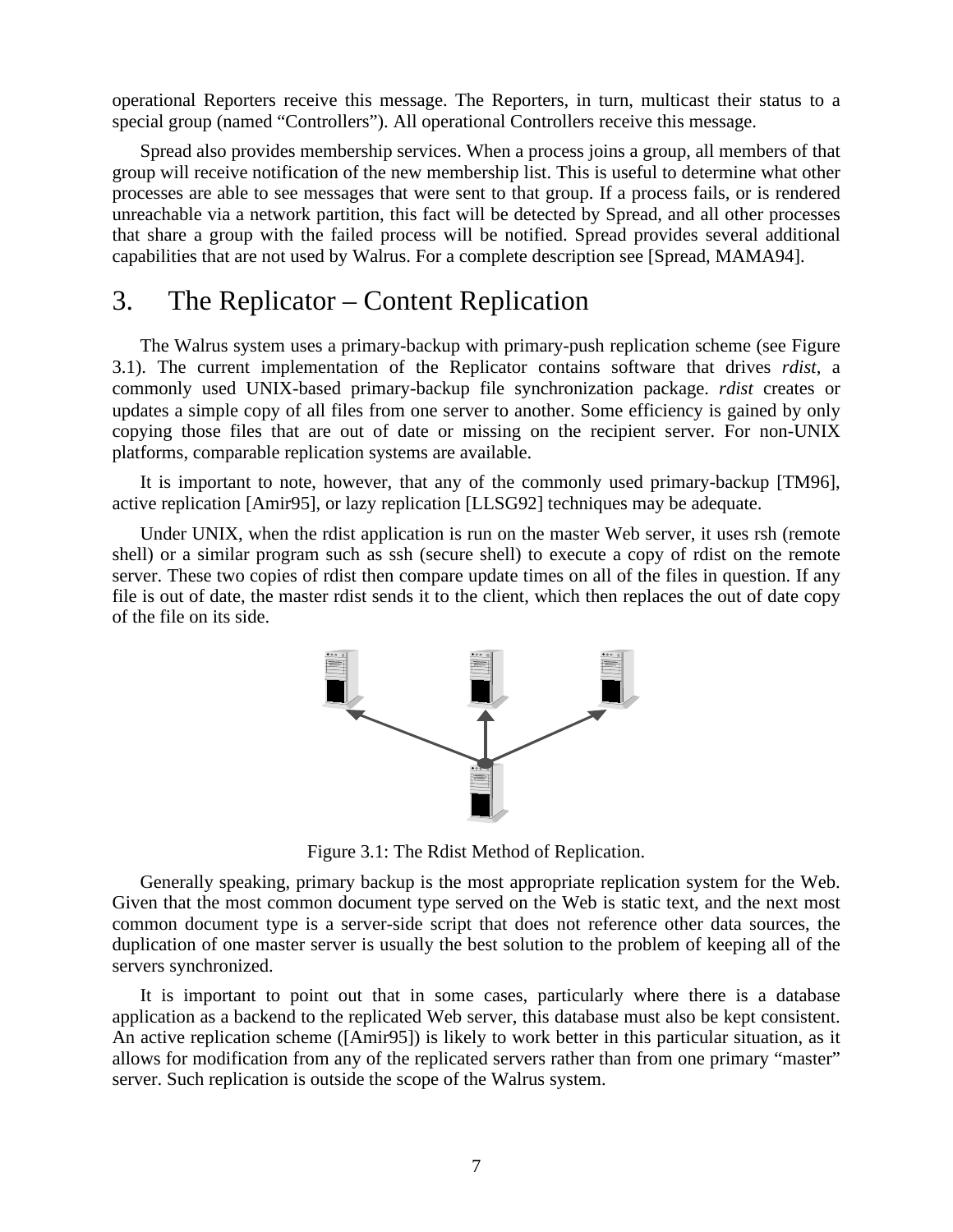operational Reporters receive this message. The Reporters, in turn, multicast their status to a special group (named “Controllers”). All operational Controllers receive this message.

Spread also provides membership services. When a process joins a group, all members of that group will receive notification of the new membership list. This is useful to determine what other processes are able to see messages that were sent to that group. If a process fails, or is rendered unreachable via a network partition, this fact will be detected by Spread, and all other processes that share a group with the failed process will be notified. Spread provides several additional capabilities that are not used by Walrus. For a complete description see [Spread, MAMA94].

# 3. The Replicator – Content Replication

The Walrus system uses a primary-backup with primary-push replication scheme (see Figure 3.1). The current implementation of the Replicator contains software that drives *rdist*, a commonly used UNIX-based primary-backup file synchronization package. *rdist* creates or updates a simple copy of all files from one server to another. Some efficiency is gained by only copying those files that are out of date or missing on the recipient server. For non-UNIX platforms, comparable replication systems are available.

It is important to note, however, that any of the commonly used primary-backup [TM96], active replication [Amir95], or lazy replication [LLSG92] techniques may be adequate.

Under UNIX, when the rdist application is run on the master Web server, it uses rsh (remote shell) or a similar program such as ssh (secure shell) to execute a copy of rdist on the remote server. These two copies of rdist then compare update times on all of the files in question. If any file is out of date, the master rdist sends it to the client, which then replaces the out of date copy of the file on its side.

Figure 3.1: The Rdist Method of Replication.

Generally speaking, primary backup is the most appropriate replication system for the Web. Given that the most common document type served on the Web is static text, and the next most common document type is a server-side script that does not reference other data sources, the duplication of one master server is usually the best solution to the problem of keeping all of the servers synchronized.

It is important to point out that in some cases, particularly where there is a database application as a backend to the replicated Web server, this database must also be kept consistent. An active replication scheme ([Amir95]) is likely to work better in this particular situation, as it allows for modification from any of the replicated servers rather than from one primary “master” server. Such replication is outside the scope of the Walrus system.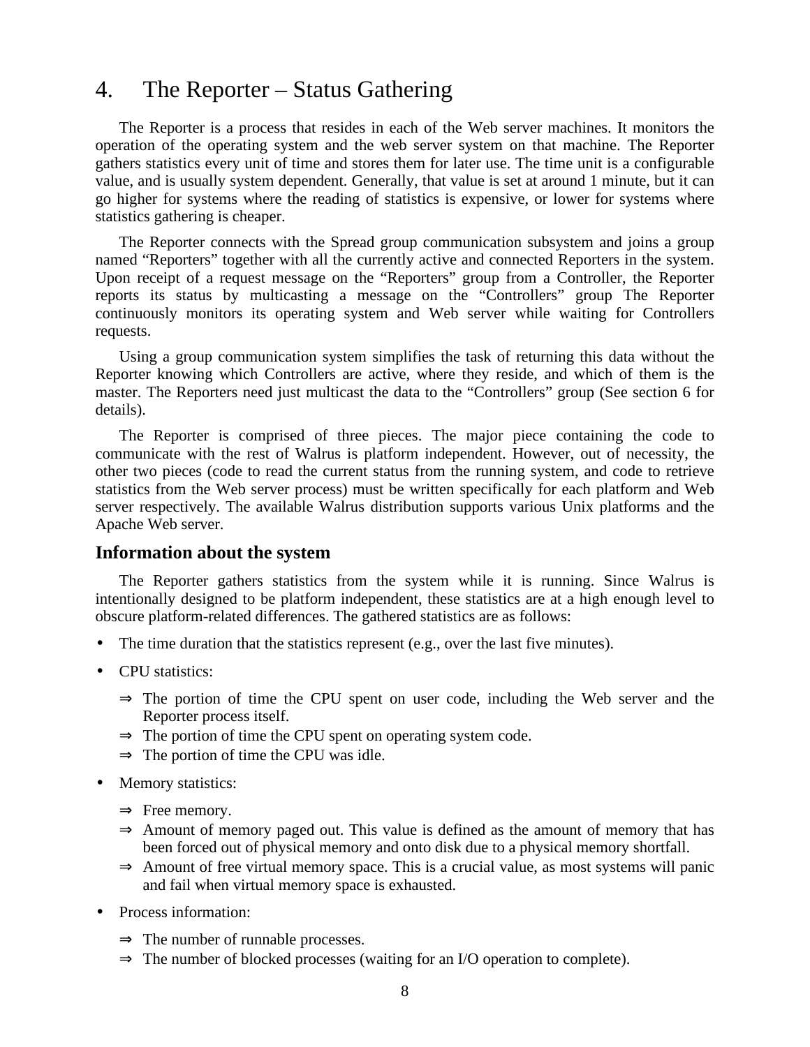# 4. The Reporter – Status Gathering

The Reporter is a process that resides in each of the Web server machines. It monitors the operation of the operating system and the web server system on that machine. The Reporter gathers statistics every unit of time and stores them for later use. The time unit is a configurable value, and is usually system dependent. Generally, that value is set at around 1 minute, but it can go higher for systems where the reading of statistics is expensive, or lower for systems where statistics gathering is cheaper.

The Reporter connects with the Spread group communication subsystem and joins a group named "Reporters" together with all the currently active and connected Reporters in the system. Upon receipt of a request message on the "Reporters" group from a Controller, the Reporter reports its status by multicasting a message on the "Controllers" group The Reporter continuously monitors its operating system and Web server while waiting for Controllers requests.

Using a group communication system simplifies the task of returning this data without the Reporter knowing which Controllers are active, where they reside, and which of them is the master. The Reporters need just multicast the data to the "Controllers" group (See section 6 for details).

The Reporter is comprised of three pieces. The major piece containing the code to communicate with the rest of Walrus is platform independent. However, out of necessity, the other two pieces (code to read the current status from the running system, and code to retrieve statistics from the Web server process) must be written specifically for each platform and Web server respectively. The available Walrus distribution supports various Unix platforms and the Apache Web server.

### Information about the system

The Reporter gathers statistics from the system while it is running. Since Walrus is intentionally designed to be platform independent, these statistics are at a high enough level to obscure platform-related differences. The gathered statistics are as follows:

- The time duration that the statistics represent (e.g., over the last five minutes).
- CPU statistics:
  - ⇒ The portion of time the CPU spent on user code, including the Web server and the Reporter process itself.
  - ⇒ The portion of time the CPU spent on operating system code.
  - ⇒ The portion of time the CPU was idle.
- Memory statistics:
  - ⇒ Free memory.
  - ⇒ Amount of memory paged out. This value is defined as the amount of memory that has been forced out of physical memory and onto disk due to a physical memory shortfall.
  - ⇒ Amount of free virtual memory space. This is a crucial value, as most systems will panic and fail when virtual memory space is exhausted.
- Process information:
  - ⇒ The number of runnable processes.
  - ⇒ The number of blocked processes (waiting for an I/O operation to complete).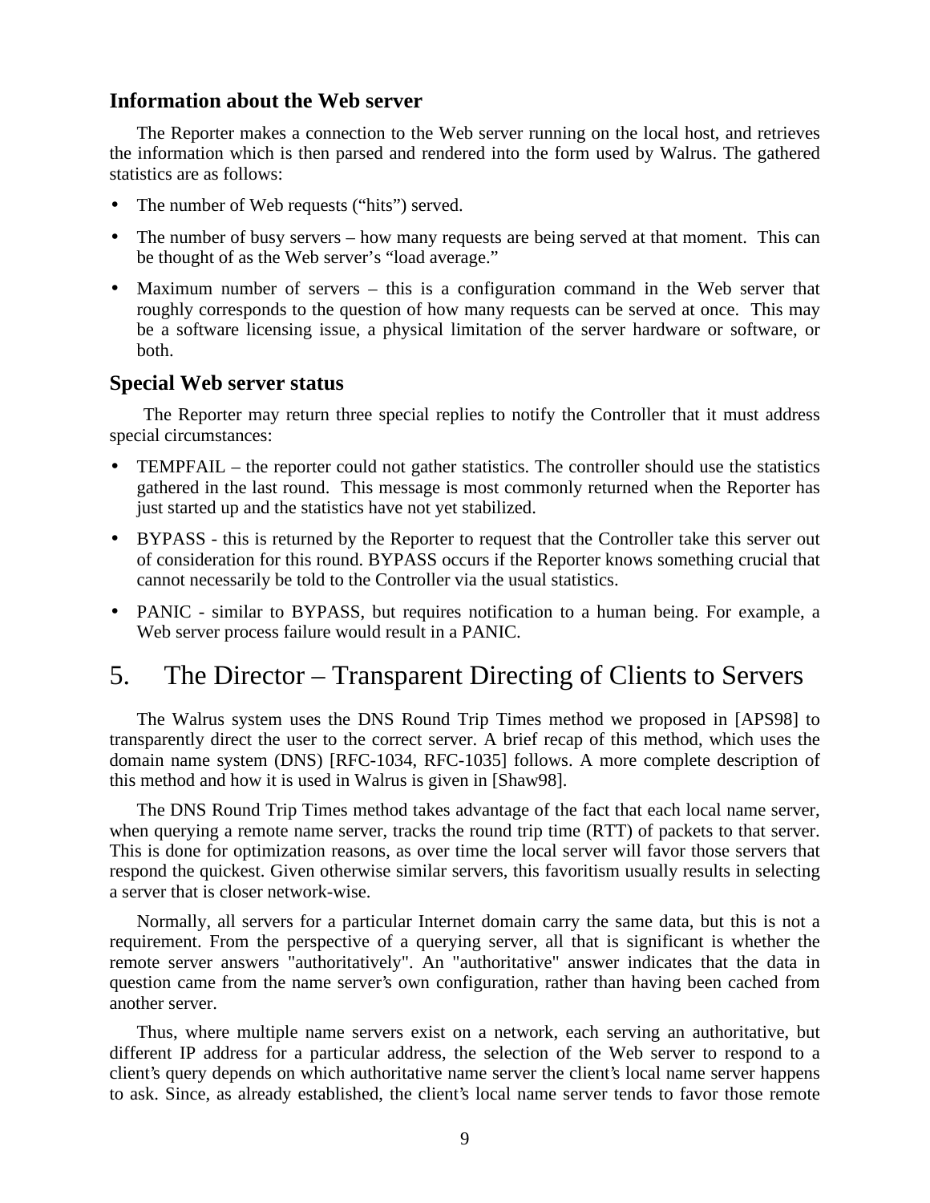### Information about the Web server

The Reporter makes a connection to the Web server running on the local host, and retrieves the information which is then parsed and rendered into the form used by Walrus. The gathered statistics are as follows:

- The number of Web requests ("hits") served.
- The number of busy servers – how many requests are being served at that moment. This can be thought of as the Web server's "load average."
- Maximum number of servers – this is a configuration command in the Web server that roughly corresponds to the question of how many requests can be served at once. This may be a software licensing issue, a physical limitation of the server hardware or software, or both.

### Special Web server status

The Reporter may return three special replies to notify the Controller that it must address special circumstances:

- TEMPFAIL – the reporter could not gather statistics. The controller should use the statistics gathered in the last round. This message is most commonly returned when the Reporter has just started up and the statistics have not yet stabilized.
- BYPASS - this is returned by the Reporter to request that the Controller take this server out of consideration for this round. BYPASS occurs if the Reporter knows something crucial that cannot necessarily be told to the Controller via the usual statistics.
- PANIC - similar to BYPASS, but requires notification to a human being. For example, a Web server process failure would result in a PANIC.

## 5. The Director – Transparent Directing of Clients to Servers

The Walrus system uses the DNS Round Trip Times method we proposed in [APS98] to transparently direct the user to the correct server. A brief recap of this method, which uses the domain name system (DNS) [RFC-1034, RFC-1035] follows. A more complete description of this method and how it is used in Walrus is given in [Shaw98].

The DNS Round Trip Times method takes advantage of the fact that each local name server, when querying a remote name server, tracks the round trip time (RTT) of packets to that server. This is done for optimization reasons, as over time the local server will favor those servers that respond the quickest. Given otherwise similar servers, this favoritism usually results in selecting a server that is closer network-wise.

Normally, all servers for a particular Internet domain carry the same data, but this is not a requirement. From the perspective of a querying server, all that is significant is whether the remote server answers "authoritatively". An "authoritative" answer indicates that the data in question came from the name server's own configuration, rather than having been cached from another server.

Thus, where multiple name servers exist on a network, each serving an authoritative, but different IP address for a particular address, the selection of the Web server to respond to a client's query depends on which authoritative name server the client's local name server happens to ask. Since, as already established, the client's local name server tends to favor those remote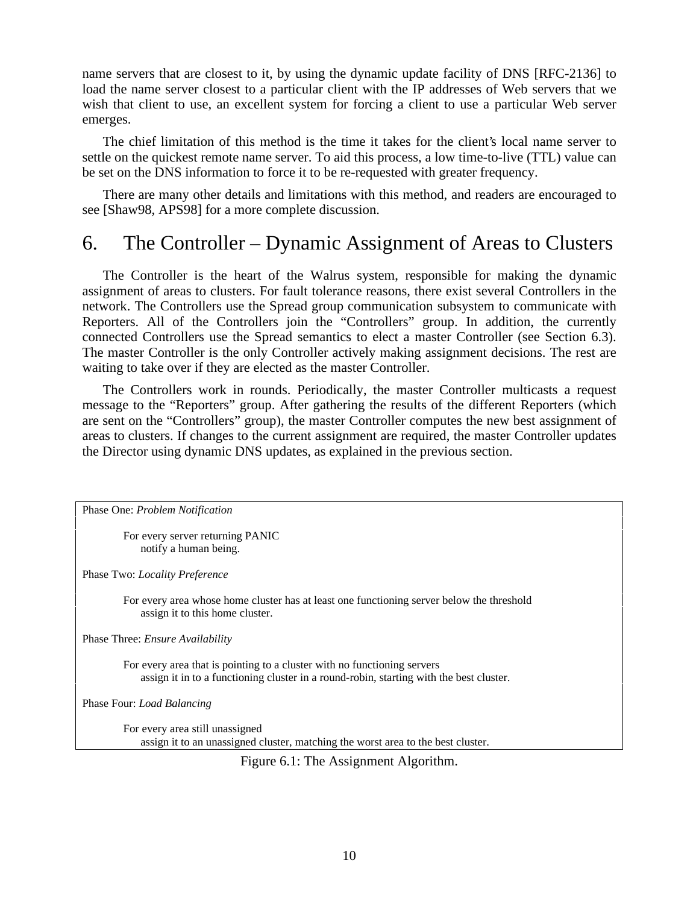name servers that are closest to it, by using the dynamic update facility of DNS [RFC-2136] to load the name server closest to a particular client with the IP addresses of Web servers that we wish that client to use, an excellent system for forcing a client to use a particular Web server emerges.

The chief limitation of this method is the time it takes for the client's local name server to settle on the quickest remote name server. To aid this process, a low time-to-live (TTL) value can be set on the DNS information to force it to be re-requested with greater frequency.

There are many other details and limitations with this method, and readers are encouraged to see [Shaw98, APS98] for a more complete discussion.

# 6. The Controller – Dynamic Assignment of Areas to Clusters

The Controller is the heart of the Walrus system, responsible for making the dynamic assignment of areas to clusters. For fault tolerance reasons, there exist several Controllers in the network. The Controllers use the Spread group communication subsystem to communicate with Reporters. All of the Controllers join the "Controllers" group. In addition, the currently connected Controllers use the Spread semantics to elect a master Controller (see Section 6.3). The master Controller is the only Controller actively making assignment decisions. The rest are waiting to take over if they are elected as the master Controller.

The Controllers work in rounds. Periodically, the master Controller multicasts a request message to the "Reporters" group. After gathering the results of the different Reporters (which are sent on the "Controllers" group), the master Controller computes the new best assignment of areas to clusters. If changes to the current assignment are required, the master Controller updates the Director using dynamic DNS updates, as explained in the previous section.

Phase One: *Problem Notification*

> For every server returning PANIC
> notify a human being.

Phase Two: *Locality Preference*

> For every area whose home cluster has at least one functioning server below the threshold
> assign it to this home cluster.

Phase Three: *Ensure Availability*

> For every area that is pointing to a cluster with no functioning servers
> assign it in to a functioning cluster in a round-robin, starting with the best cluster.

Phase Four: *Load Balancing*

> For every area still unassigned
> assign it to an unassigned cluster, matching the worst area to the best cluster.

Figure 6.1: The Assignment Algorithm.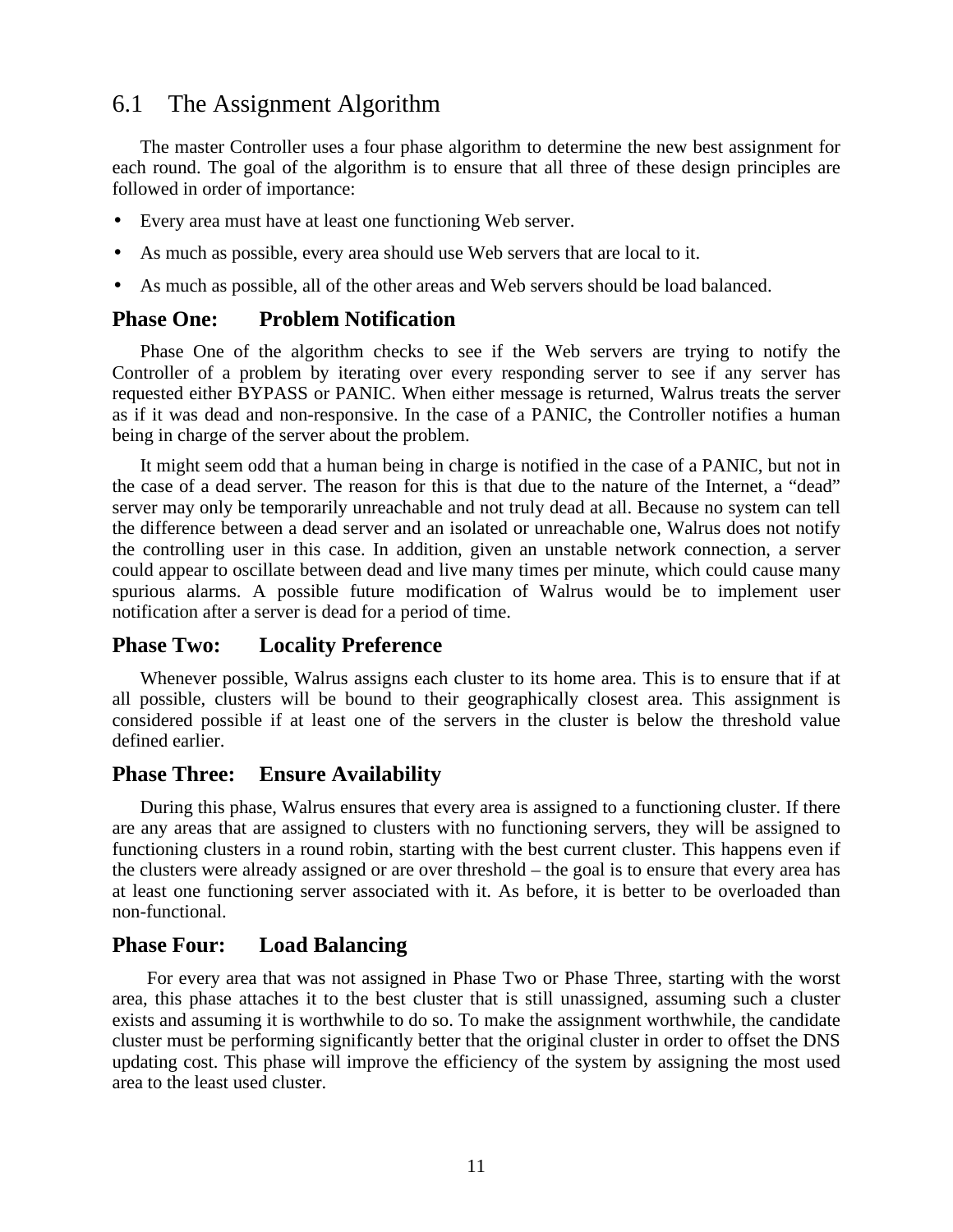## 6.1 The Assignment Algorithm

The master Controller uses a four phase algorithm to determine the new best assignment for each round. The goal of the algorithm is to ensure that all three of these design principles are followed in order of importance:

- Every area must have at least one functioning Web server.
- As much as possible, every area should use Web servers that are local to it.
- As much as possible, all of the other areas and Web servers should be load balanced.

### Phase One: Problem Notification

Phase One of the algorithm checks to see if the Web servers are trying to notify the Controller of a problem by iterating over every responding server to see if any server has requested either BYPASS or PANIC. When either message is returned, Walrus treats the server as if it was dead and non-responsive. In the case of a PANIC, the Controller notifies a human being in charge of the server about the problem.

It might seem odd that a human being in charge is notified in the case of a PANIC, but not in the case of a dead server. The reason for this is that due to the nature of the Internet, a "dead" server may only be temporarily unreachable and not truly dead at all. Because no system can tell the difference between a dead server and an isolated or unreachable one, Walrus does not notify the controlling user in this case. In addition, given an unstable network connection, a server could appear to oscillate between dead and live many times per minute, which could cause many spurious alarms. A possible future modification of Walrus would be to implement user notification after a server is dead for a period of time.

### Phase Two: Locality Preference

Whenever possible, Walrus assigns each cluster to its home area. This is to ensure that if at all possible, clusters will be bound to their geographically closest area. This assignment is considered possible if at least one of the servers in the cluster is below the threshold value defined earlier.

### Phase Three: Ensure Availability

During this phase, Walrus ensures that every area is assigned to a functioning cluster. If there are any areas that are assigned to clusters with no functioning servers, they will be assigned to functioning clusters in a round robin, starting with the best current cluster. This happens even if the clusters were already assigned or are over threshold – the goal is to ensure that every area has at least one functioning server associated with it. As before, it is better to be overloaded than non-functional.

### Phase Four: Load Balancing

For every area that was not assigned in Phase Two or Phase Three, starting with the worst area, this phase attaches it to the best cluster that is still unassigned, assuming such a cluster exists and assuming it is worthwhile to do so. To make the assignment worthwhile, the candidate cluster must be performing significantly better that the original cluster in order to offset the DNS updating cost. This phase will improve the efficiency of the system by assigning the most used area to the least used cluster.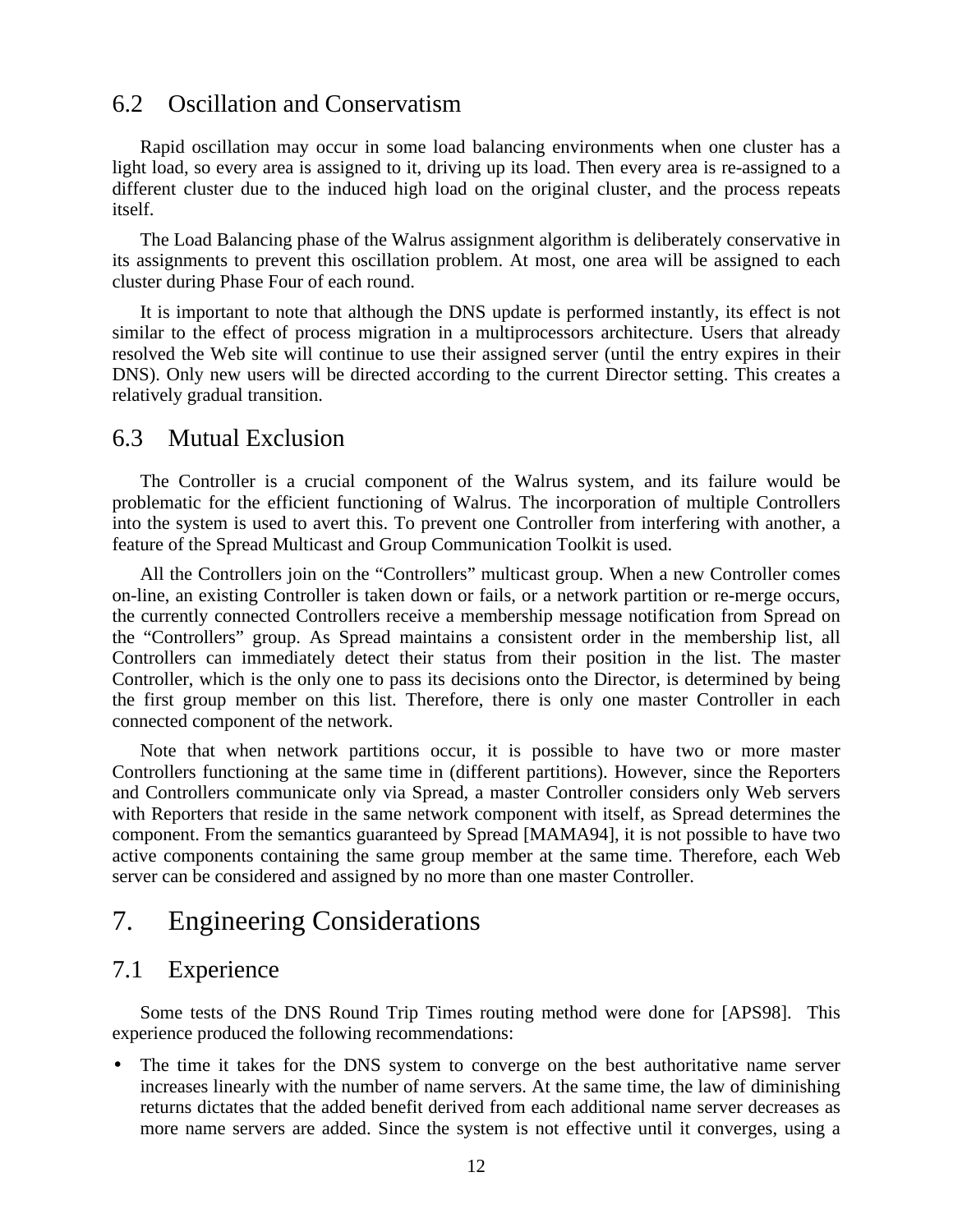## 6.2 Oscillation and Conservatism

Rapid oscillation may occur in some load balancing environments when one cluster has a light load, so every area is assigned to it, driving up its load. Then every area is re-assigned to a different cluster due to the induced high load on the original cluster, and the process repeats itself.

The Load Balancing phase of the Walrus assignment algorithm is deliberately conservative in its assignments to prevent this oscillation problem. At most, one area will be assigned to each cluster during Phase Four of each round.

It is important to note that although the DNS update is performed instantly, its effect is not similar to the effect of process migration in a multiprocessors architecture. Users that already resolved the Web site will continue to use their assigned server (until the entry expires in their DNS). Only new users will be directed according to the current Director setting. This creates a relatively gradual transition.

## 6.3 Mutual Exclusion

The Controller is a crucial component of the Walrus system, and its failure would be problematic for the efficient functioning of Walrus. The incorporation of multiple Controllers into the system is used to avert this. To prevent one Controller from interfering with another, a feature of the Spread Multicast and Group Communication Toolkit is used.

All the Controllers join on the “Controllers” multicast group. When a new Controller comes on-line, an existing Controller is taken down or fails, or a network partition or re-merge occurs, the currently connected Controllers receive a membership message notification from Spread on the “Controllers” group. As Spread maintains a consistent order in the membership list, all Controllers can immediately detect their status from their position in the list. The master Controller, which is the only one to pass its decisions onto the Director, is determined by being the first group member on this list. Therefore, there is only one master Controller in each connected component of the network.

Note that when network partitions occur, it is possible to have two or more master Controllers functioning at the same time in (different partitions). However, since the Reporters and Controllers communicate only via Spread, a master Controller considers only Web servers with Reporters that reside in the same network component with itself, as Spread determines the component. From the semantics guaranteed by Spread [MAMA94], it is not possible to have two active components containing the same group member at the same time. Therefore, each Web server can be considered and assigned by no more than one master Controller.

# 7. Engineering Considerations

## 7.1 Experience

Some tests of the DNS Round Trip Times routing method were done for [APS98]. This experience produced the following recommendations:

- The time it takes for the DNS system to converge on the best authoritative name server increases linearly with the number of name servers. At the same time, the law of diminishing returns dictates that the added benefit derived from each additional name server decreases as more name servers are added. Since the system is not effective until it converges, using a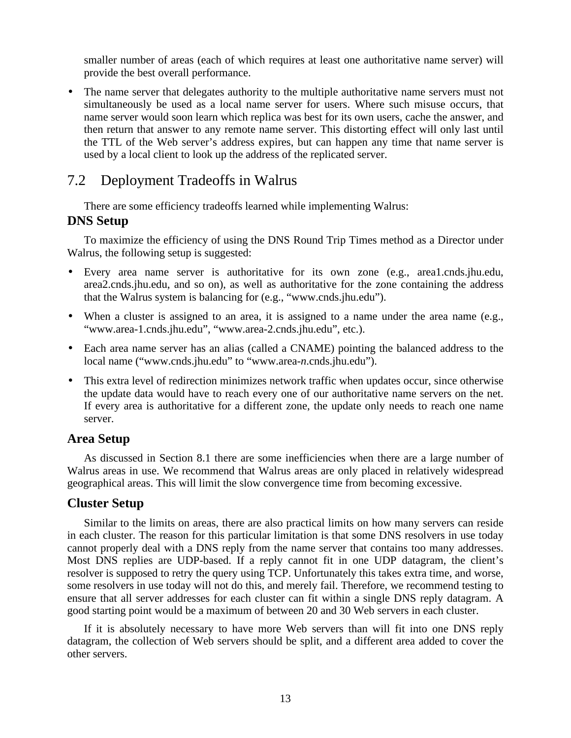smaller number of areas (each of which requires at least one authoritative name server) will provide the best overall performance.

- The name server that delegates authority to the multiple authoritative name servers must not simultaneously be used as a local name server for users. Where such misuse occurs, that name server would soon learn which replica was best for its own users, cache the answer, and then return that answer to any remote name server. This distorting effect will only last until the TTL of the Web server's address expires, but can happen any time that name server is used by a local client to look up the address of the replicated server.

## 7.2 Deployment Tradeoffs in Walrus

There are some efficiency tradeoffs learned while implementing Walrus:

### DNS Setup

To maximize the efficiency of using the DNS Round Trip Times method as a Director under Walrus, the following setup is suggested:

- Every area name server is authoritative for its own zone (e.g., area1.cnds.jhu.edu, area2.cnds.jhu.edu, and so on), as well as authoritative for the zone containing the address that the Walrus system is balancing for (e.g., "www.cnds.jhu.edu").
- When a cluster is assigned to an area, it is assigned to a name under the area name (e.g., "www.area-1.cnds.jhu.edu", "www.area-2.cnds.jhu.edu", etc.).
- Each area name server has an alias (called a CNAME) pointing the balanced address to the local name ("www.cnds.jhu.edu" to "www.area-*n*.cnds.jhu.edu").
- This extra level of redirection minimizes network traffic when updates occur, since otherwise the update data would have to reach every one of our authoritative name servers on the net. If every area is authoritative for a different zone, the update only needs to reach one name server.

### Area Setup

As discussed in Section 8.1 there are some inefficiencies when there are a large number of Walrus areas in use. We recommend that Walrus areas are only placed in relatively widespread geographical areas. This will limit the slow convergence time from becoming excessive.

### Cluster Setup

Similar to the limits on areas, there are also practical limits on how many servers can reside in each cluster. The reason for this particular limitation is that some DNS resolvers in use today cannot properly deal with a DNS reply from the name server that contains too many addresses. Most DNS replies are UDP-based. If a reply cannot fit in one UDP datagram, the client's resolver is supposed to retry the query using TCP. Unfortunately this takes extra time, and worse, some resolvers in use today will not do this, and merely fail. Therefore, we recommend testing to ensure that all server addresses for each cluster can fit within a single DNS reply datagram. A good starting point would be a maximum of between 20 and 30 Web servers in each cluster.

If it is absolutely necessary to have more Web servers than will fit into one DNS reply datagram, the collection of Web servers should be split, and a different area added to cover the other servers.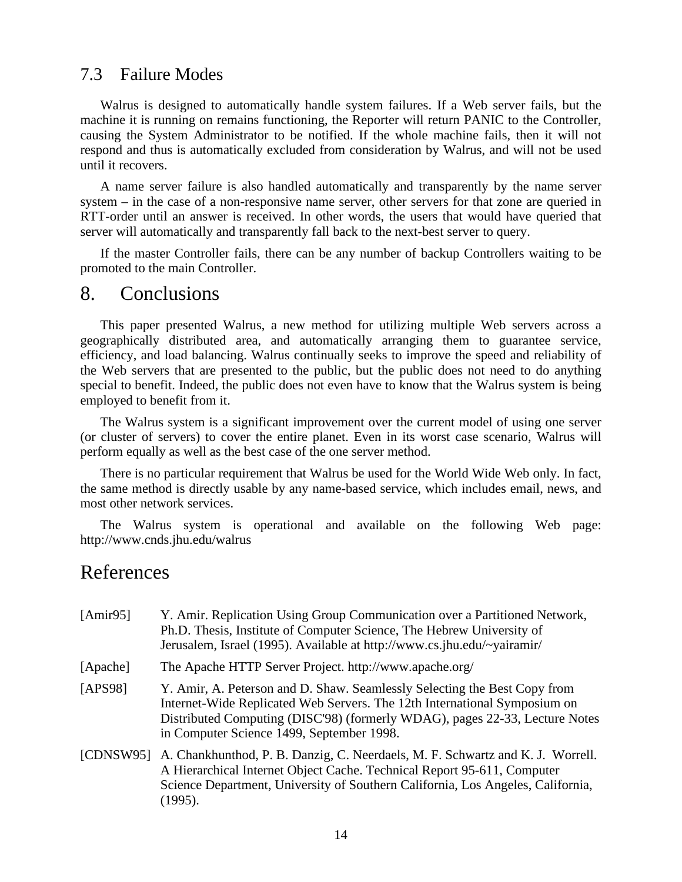## 7.3 Failure Modes

Walrus is designed to automatically handle system failures. If a Web server fails, but the machine it is running on remains functioning, the Reporter will return PANIC to the Controller, causing the System Administrator to be notified. If the whole machine fails, then it will not respond and thus is automatically excluded from consideration by Walrus, and will not be used until it recovers.

A name server failure is also handled automatically and transparently by the name server system – in the case of a non-responsive name server, other servers for that zone are queried in RTT-order until an answer is received. In other words, the users that would have queried that server will automatically and transparently fall back to the next-best server to query.

If the master Controller fails, there can be any number of backup Controllers waiting to be promoted to the main Controller.

# 8. Conclusions

This paper presented Walrus, a new method for utilizing multiple Web servers across a geographically distributed area, and automatically arranging them to guarantee service, efficiency, and load balancing. Walrus continually seeks to improve the speed and reliability of the Web servers that are presented to the public, but the public does not need to do anything special to benefit. Indeed, the public does not even have to know that the Walrus system is being employed to benefit from it.

The Walrus system is a significant improvement over the current model of using one server (or cluster of servers) to cover the entire planet. Even in its worst case scenario, Walrus will perform equally as well as the best case of the one server method.

There is no particular requirement that Walrus be used for the World Wide Web only. In fact, the same method is directly usable by any name-based service, which includes email, news, and most other network services.

The Walrus system is operational and available on the following Web page: http://www.cnds.jhu.edu/walrus

# References

[Amir95] Y. Amir. Replication Using Group Communication over a Partitioned Network, Ph.D. Thesis, Institute of Computer Science, The Hebrew University of Jerusalem, Israel (1995). Available at http://www.cs.jhu.edu/~yairamir/

[Apache] The Apache HTTP Server Project. http://www.apache.org/

[APS98] Y. Amir, A. Peterson and D. Shaw. Seamlessly Selecting the Best Copy from Internet-Wide Replicated Web Servers. The 12th International Symposium on Distributed Computing (DISC'98) (formerly WDAG), pages 22-33, Lecture Notes in Computer Science 1499, September 1998.

[CDNSW95] A. Chankhunthod, P. B. Danzig, C. Neerdaels, M. F. Schwartz and K. J. Worrell. A Hierarchical Internet Object Cache. Technical Report 95-611, Computer Science Department, University of Southern California, Los Angeles, California, (1995).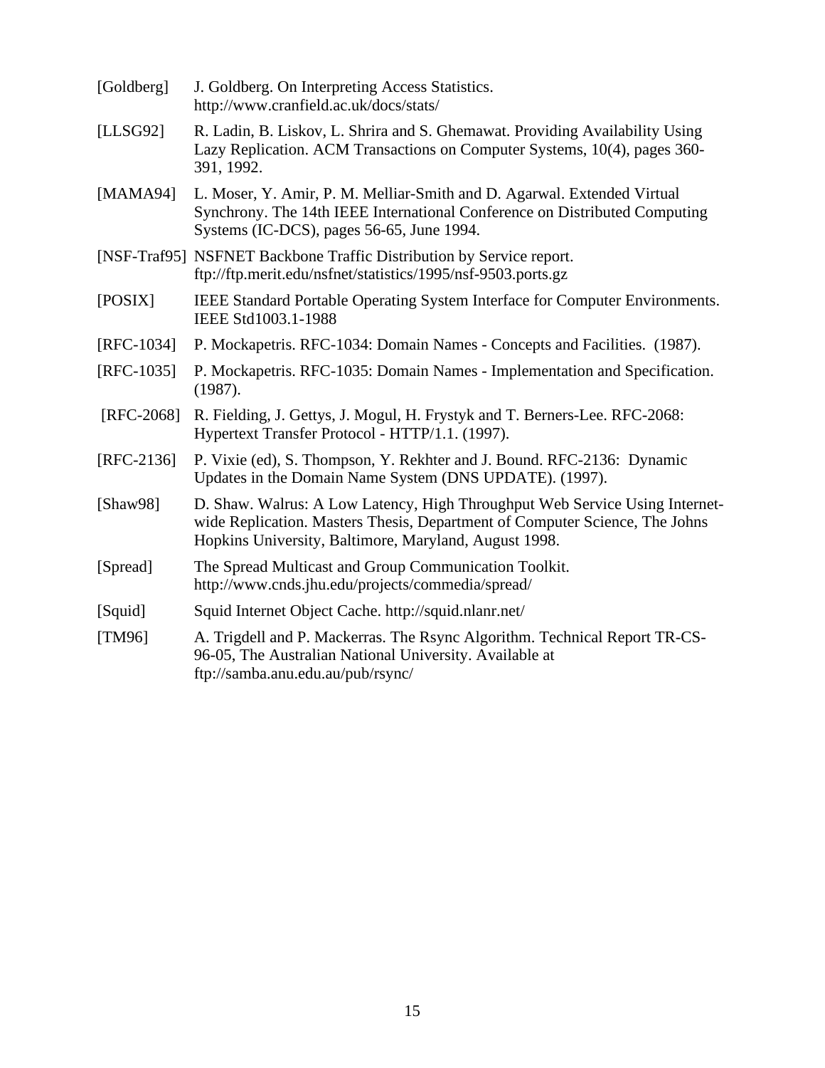[Goldberg] J. Goldberg. On Interpreting Access Statistics. http://www.cranfield.ac.uk/docs/stats/

[LLSG92] R. Ladin, B. Liskov, L. Shrira and S. Ghemawat. Providing Availability Using Lazy Replication. ACM Transactions on Computer Systems, 10(4), pages 360-391, 1992.

[MAMA94] L. Moser, Y. Amir, P. M. Melliar-Smith and D. Agarwal. Extended Virtual Synchrony. The 14th IEEE International Conference on Distributed Computing Systems (IC-DCS), pages 56-65, June 1994.

[NSF-Traf95] NSFNET Backbone Traffic Distribution by Service report. ftp://ftp.merit.edu/nsfnet/statistics/1995/nsf-9503.ports.gz

[POSIX] IEEE Standard Portable Operating System Interface for Computer Environments. IEEE Std1003.1-1988

[RFC-1034] P. Mockapetris. RFC-1034: Domain Names - Concepts and Facilities. (1987).

[RFC-1035] P. Mockapetris. RFC-1035: Domain Names - Implementation and Specification. (1987).

[RFC-2068] R. Fielding, J. Gettys, J. Mogul, H. Frystyk and T. Berners-Lee. RFC-2068: Hypertext Transfer Protocol - HTTP/1.1. (1997).

[RFC-2136] P. Vixie (ed), S. Thompson, Y. Rekhter and J. Bound. RFC-2136: Dynamic Updates in the Domain Name System (DNS UPDATE). (1997).

[Shaw98] D. Shaw. Walrus: A Low Latency, High Throughput Web Service Using Internet-wide Replication. Masters Thesis, Department of Computer Science, The Johns Hopkins University, Baltimore, Maryland, August 1998.

[Spread] The Spread Multicast and Group Communication Toolkit. http://www.cnds.jhu.edu/projects/commedia/spread/

[Squid] Squid Internet Object Cache. http://squid.nlanr.net/

[TM96] A. Trigdell and P. Mackerras. The Rsync Algorithm. Technical Report TR-CS-96-05, The Australian National University. Available at ftp://samba.anu.edu.au/pub/rsync/